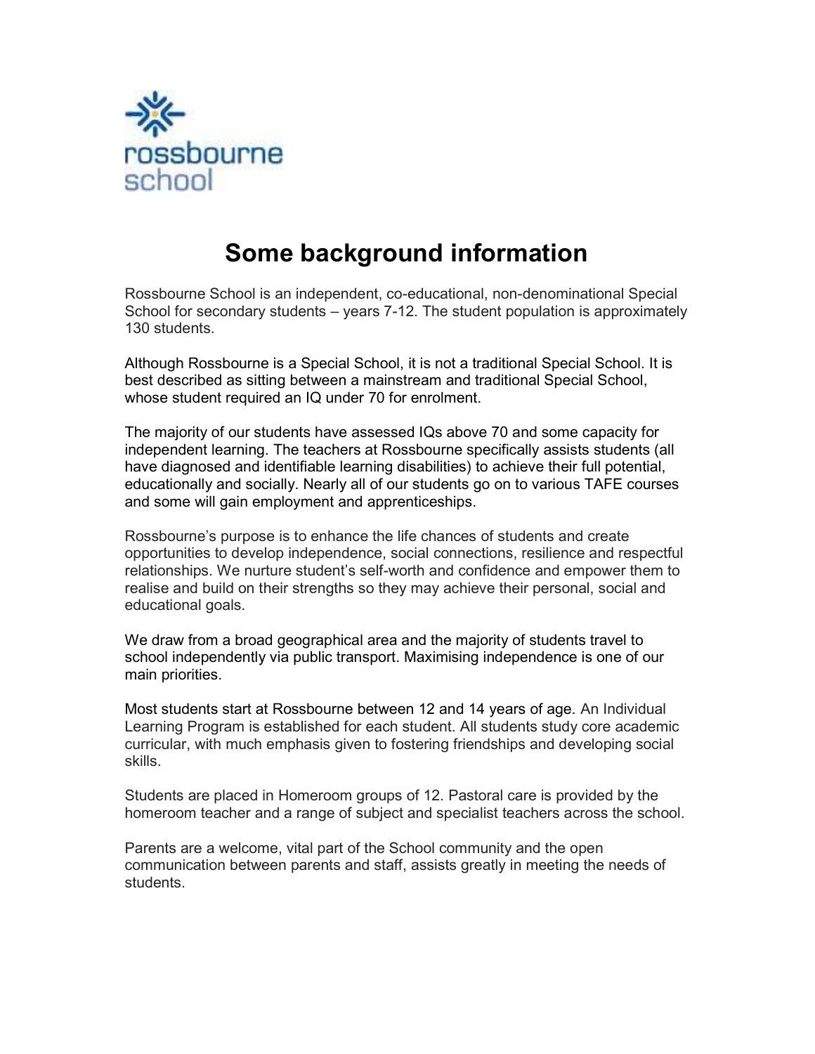rossbourne school

# Some background information

Rossbourne School is an independent, co-educational, non-denominational Special School for secondary students – years 7-12. The student population is approximately 130 students.

Although Rossbourne is a Special School, it is not a traditional Special School. It is best described as sitting between a mainstream and traditional Special School, whose student required an IQ under 70 for enrolment.

The majority of our students have assessed IQs above 70 and some capacity for independent learning. The teachers at Rossbourne specifically assists students (all have diagnosed and identifiable learning disabilities) to achieve their full potential, educationally and socially. Nearly all of our students go on to various TAFE courses and some will gain employment and apprenticeships.

Rossbourne's purpose is to enhance the life chances of students and create opportunities to develop independence, social connections, resilience and respectful relationships. We nurture student's self-worth and confidence and empower them to realise and build on their strengths so they may achieve their personal, social and educational goals.

We draw from a broad geographical area and the majority of students travel to school independently via public transport. Maximising independence is one of our main priorities.

Most students start at Rossbourne between 12 and 14 years of age. An Individual Learning Program is established for each student. All students study core academic curricular, with much emphasis given to fostering friendships and developing social skills.

Students are placed in Homeroom groups of 12. Pastoral care is provided by the homeroom teacher and a range of subject and specialist teachers across the school.

Parents are a welcome, vital part of the School community and the open communication between parents and staff, assists greatly in meeting the needs of students.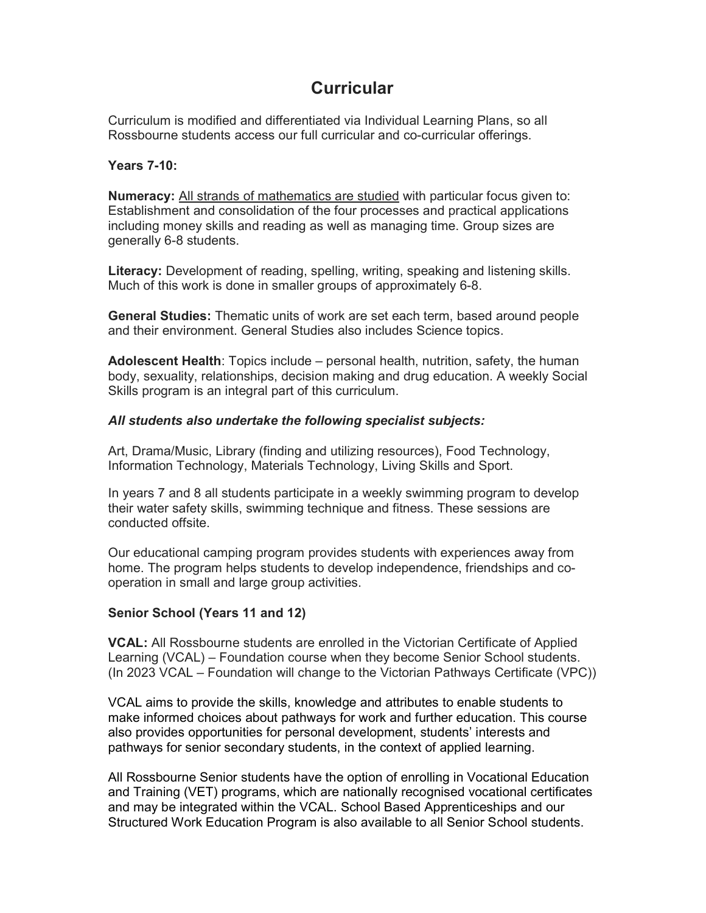# Curricular

Curriculum is modified and differentiated via Individual Learning Plans, so all Rossbourne students access our full curricular and co-curricular offerings.

**Years 7-10:**

**Numeracy:** <u>All strands of mathematics are studied</u> with particular focus given to: Establishment and consolidation of the four processes and practical applications including money skills and reading as well as managing time. Group sizes are generally 6-8 students.

**Literacy:** Development of reading, spelling, writing, speaking and listening skills. Much of this work is done in smaller groups of approximately 6-8.

**General Studies:** Thematic units of work are set each term, based around people and their environment. General Studies also includes Science topics.

**Adolescent Health**: Topics include – personal health, nutrition, safety, the human body, sexuality, relationships, decision making and drug education. A weekly Social Skills program is an integral part of this curriculum.

***All students also undertake the following specialist subjects:***

Art, Drama/Music, Library (finding and utilizing resources), Food Technology, Information Technology, Materials Technology, Living Skills and Sport.

In years 7 and 8 all students participate in a weekly swimming program to develop their water safety skills, swimming technique and fitness. These sessions are conducted offsite.

Our educational camping program provides students with experiences away from home. The program helps students to develop independence, friendships and co-operation in small and large group activities.

**Senior School (Years 11 and 12)**

**VCAL:** All Rossbourne students are enrolled in the Victorian Certificate of Applied Learning (VCAL) – Foundation course when they become Senior School students. (In 2023 VCAL – Foundation will change to the Victorian Pathways Certificate (VPC))

VCAL aims to provide the skills, knowledge and attributes to enable students to make informed choices about pathways for work and further education. This course also provides opportunities for personal development, students' interests and pathways for senior secondary students, in the context of applied learning.

All Rossbourne Senior students have the option of enrolling in Vocational Education and Training (VET) programs, which are nationally recognised vocational certificates and may be integrated within the VCAL. School Based Apprenticeships and our Structured Work Education Program is also available to all Senior School students.